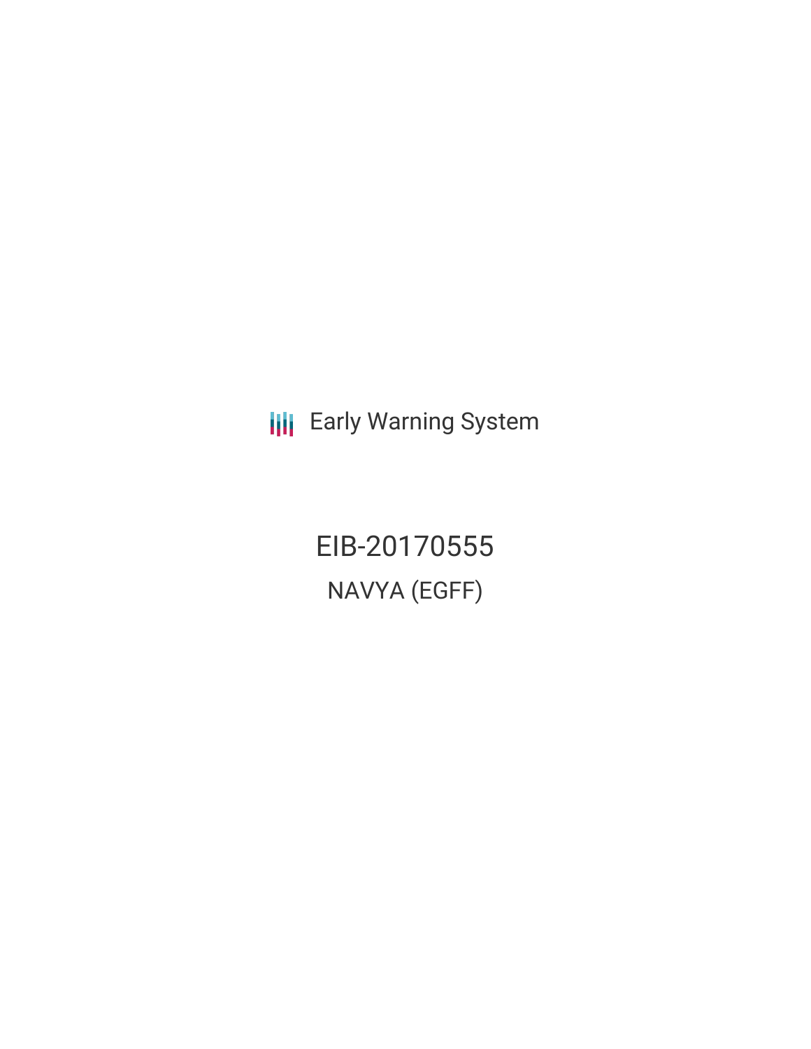Early Warning System

# EIB-20170555

## NAVYA (EGFF)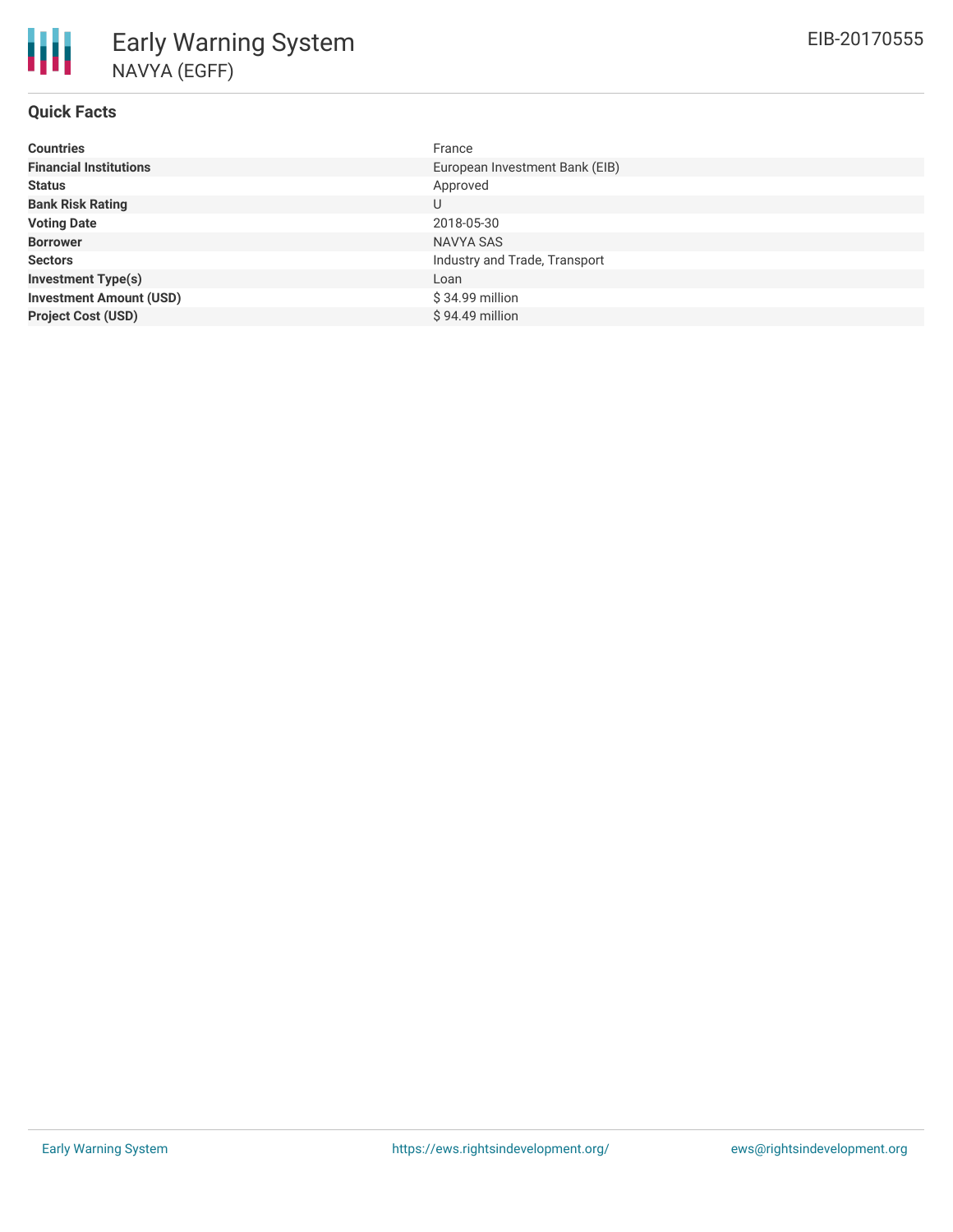# Early Warning System

NAVYA (EGFF)

EIB-20170555

## Quick Facts

| | |
|---|---|
| **Countries** | France |
| **Financial Institutions** | European Investment Bank (EIB) |
| **Status** | Approved |
| **Bank Risk Rating** | U |
| **Voting Date** | 2018-05-30 |
| **Borrower** | NAVYA SAS |
| **Sectors** | Industry and Trade, Transport |
| **Investment Type(s)** | Loan |
| **Investment Amount (USD)** | $ 34.99 million |
| **Project Cost (USD)** | $ 94.49 million |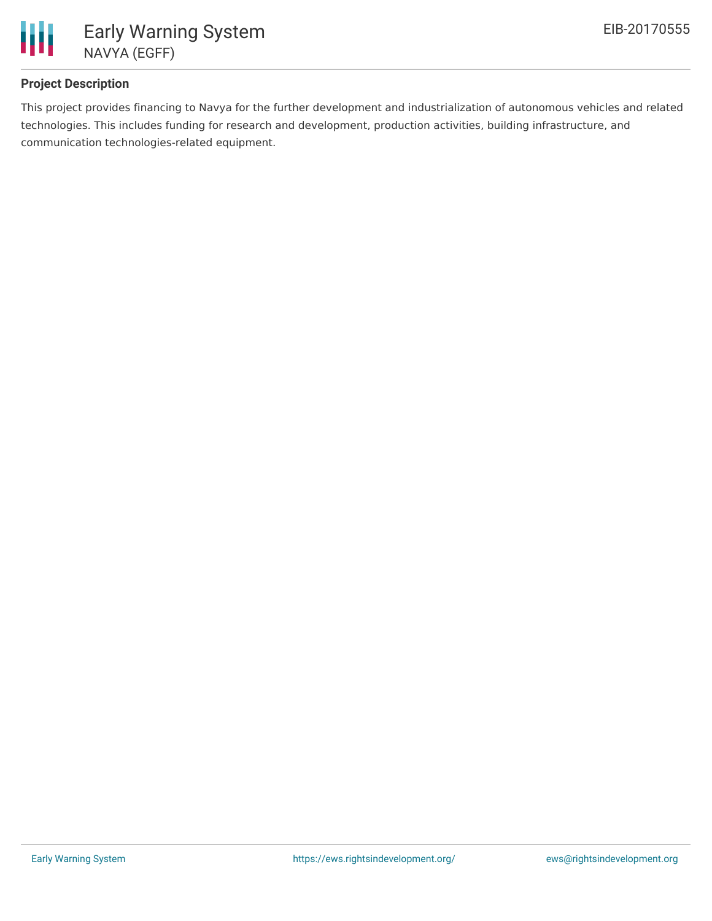### Project Description

This project provides financing to Navya for the further development and industrialization of autonomous vehicles and related technologies. This includes funding for research and development, production activities, building infrastructure, and communication technologies-related equipment.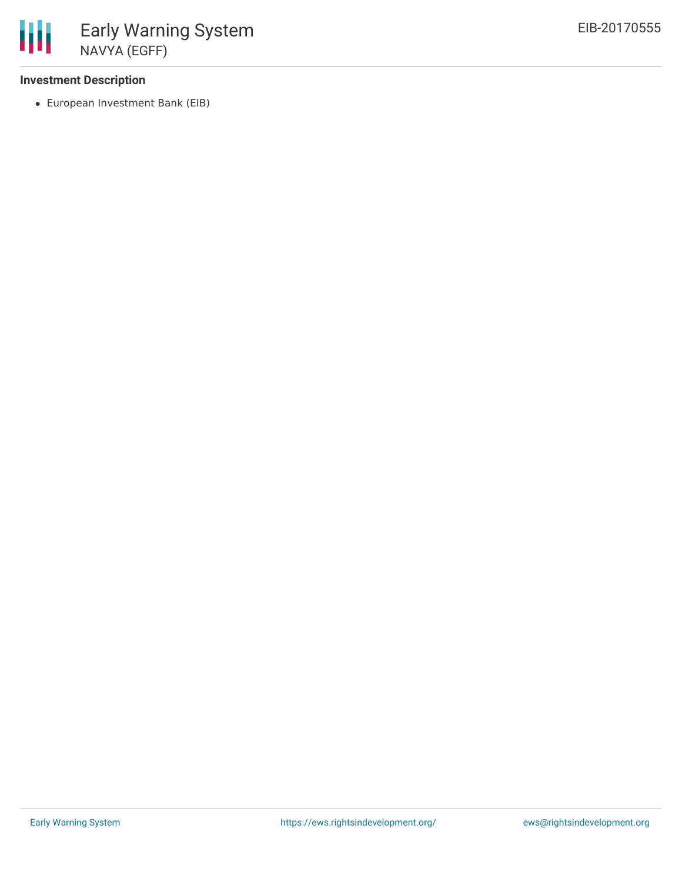### Investment Description

- European Investment Bank (EIB)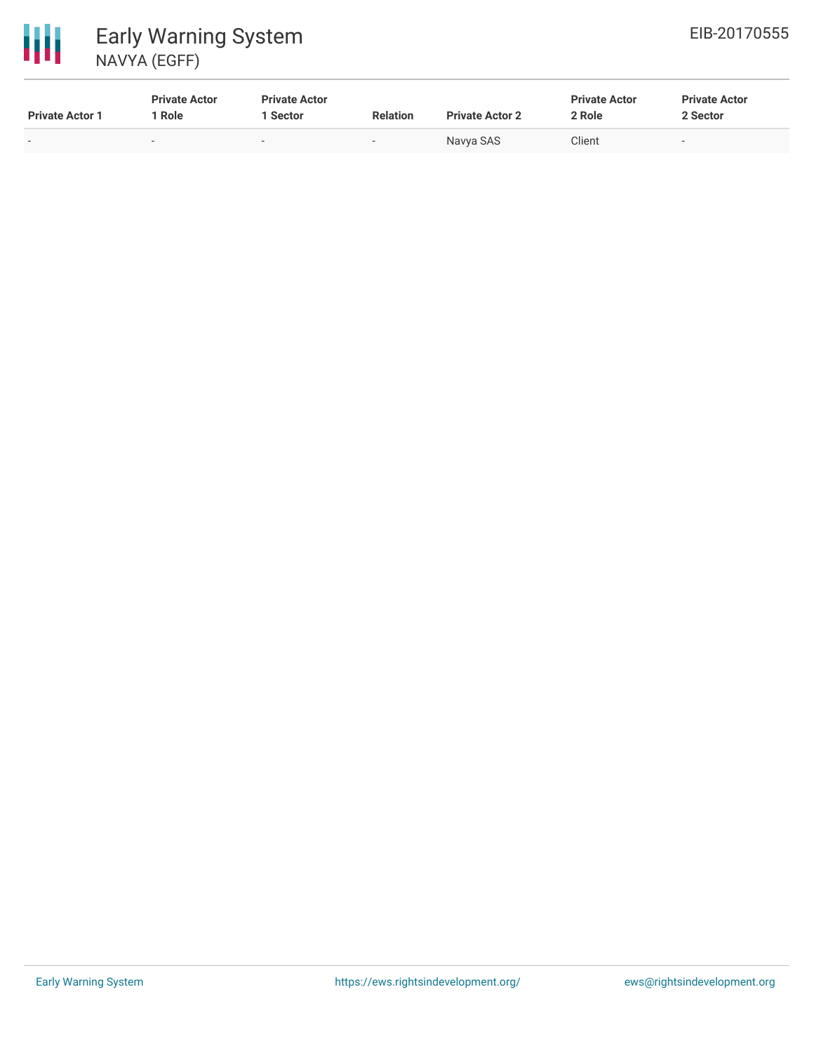| Private Actor 1 | Private Actor 1 Role | Private Actor 1 Sector | Relation | Private Actor 2 | Private Actor 2 Role | Private Actor 2 Sector |
|---|---|---|---|---|---|---|
| - | - | - | - | Navya SAS | Client | - |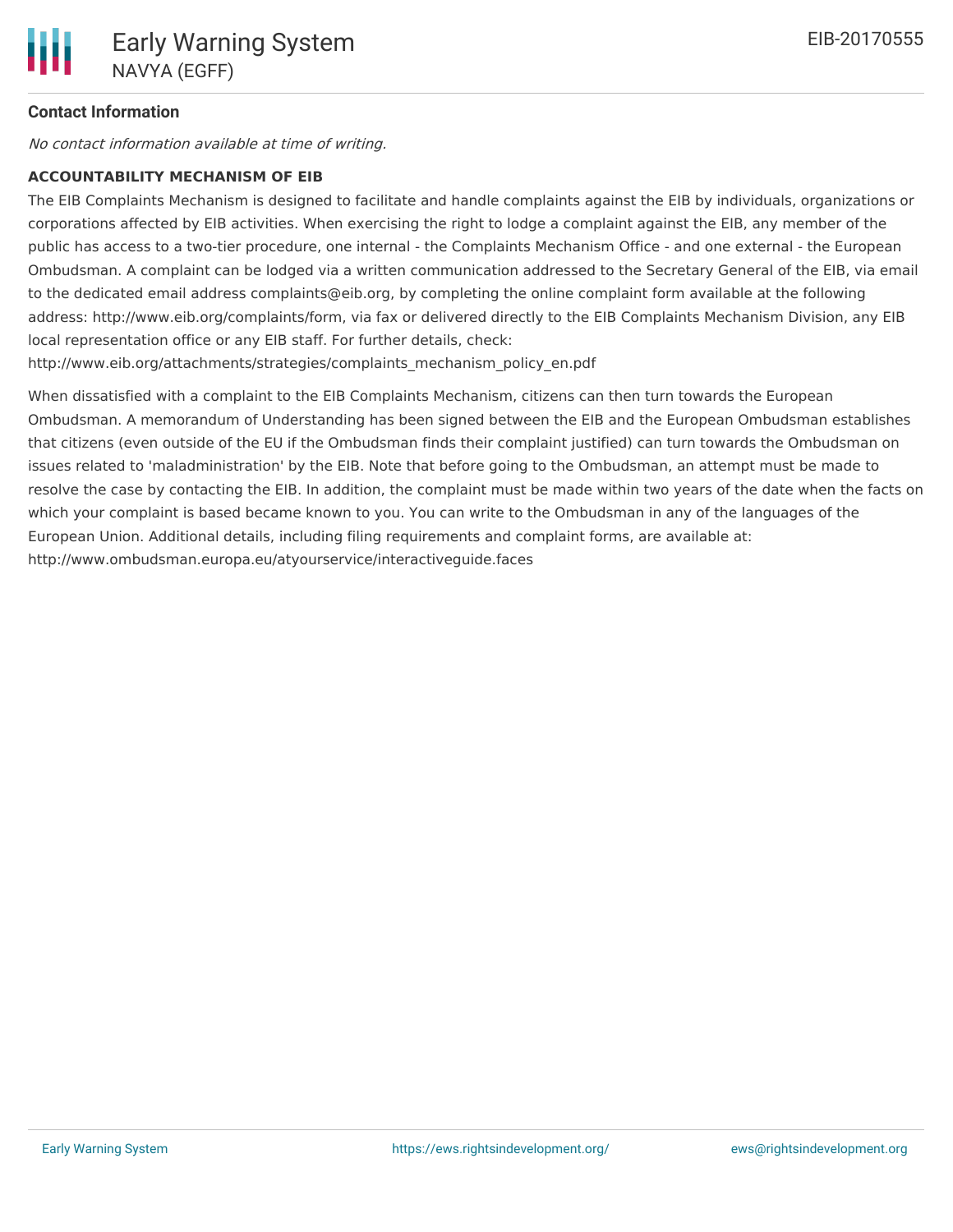**Contact Information**

*No contact information available at time of writing.*

**ACCOUNTABILITY MECHANISM OF EIB**

The EIB Complaints Mechanism is designed to facilitate and handle complaints against the EIB by individuals, organizations or corporations affected by EIB activities. When exercising the right to lodge a complaint against the EIB, any member of the public has access to a two-tier procedure, one internal - the Complaints Mechanism Office - and one external - the European Ombudsman. A complaint can be lodged via a written communication addressed to the Secretary General of the EIB, via email to the dedicated email address complaints@eib.org, by completing the online complaint form available at the following address: http://www.eib.org/complaints/form, via fax or delivered directly to the EIB Complaints Mechanism Division, any EIB local representation office or any EIB staff. For further details, check: http://www.eib.org/attachments/strategies/complaints_mechanism_policy_en.pdf

When dissatisfied with a complaint to the EIB Complaints Mechanism, citizens can then turn towards the European Ombudsman. A memorandum of Understanding has been signed between the EIB and the European Ombudsman establishes that citizens (even outside of the EU if the Ombudsman finds their complaint justified) can turn towards the Ombudsman on issues related to 'maladministration' by the EIB. Note that before going to the Ombudsman, an attempt must be made to resolve the case by contacting the EIB. In addition, the complaint must be made within two years of the date when the facts on which your complaint is based became known to you. You can write to the Ombudsman in any of the languages of the European Union. Additional details, including filing requirements and complaint forms, are available at: http://www.ombudsman.europa.eu/atyourservice/interactiveguide.faces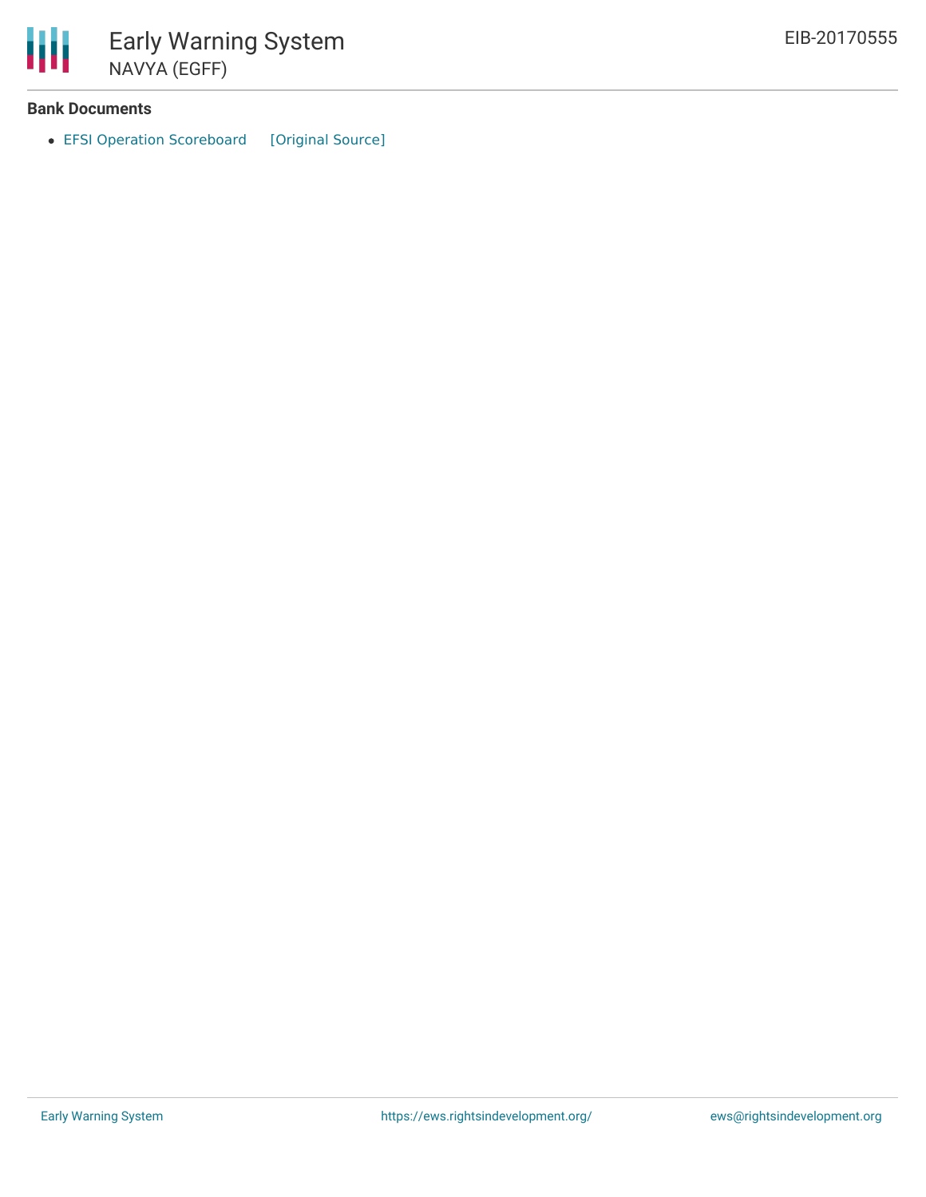**Bank Documents**

- EFSI Operation Scoreboard [Original Source]